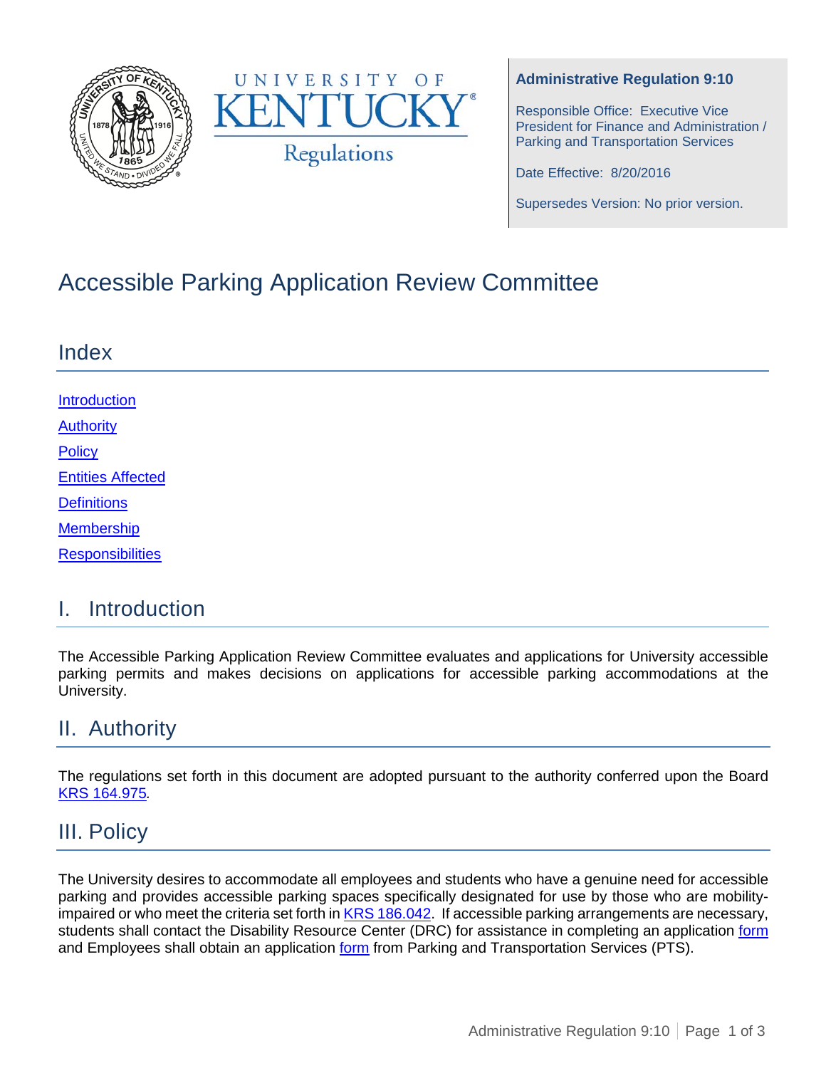University of Kentucky Regulations

**Administrative Regulation 9:10**

Responsible Office: Executive Vice President for Finance and Administration / Parking and Transportation Services

Date Effective: 8/20/2016

Supersedes Version: No prior version.

# Accessible Parking Application Review Committee

## Index

[Introduction](#)

[Authority](#)

[Policy](#)

[Entities Affected](#)

[Definitions](#)

[Membership](#)

[Responsibilities](#)

## I. Introduction

The Accessible Parking Application Review Committee evaluates and applications for University accessible parking permits and makes decisions on applications for accessible parking accommodations at the University.

## II. Authority

The regulations set forth in this document are adopted pursuant to the authority conferred upon the Board [KRS 164.975](#).

## III. Policy

The University desires to accommodate all employees and students who have a genuine need for accessible parking and provides accessible parking spaces specifically designated for use by those who are mobility-impaired or who meet the criteria set forth in [KRS 186.042](#). If accessible parking arrangements are necessary, students shall contact the Disability Resource Center (DRC) for assistance in completing an application [form](#) and Employees shall obtain an application [form](#) from Parking and Transportation Services (PTS).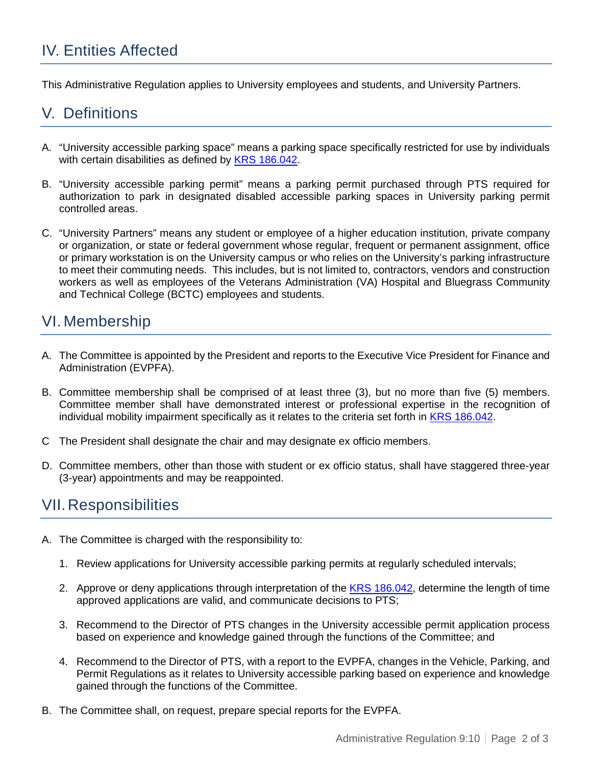## IV. Entities Affected

This Administrative Regulation applies to University employees and students, and University Partners.

## V. Definitions

A. "University accessible parking space" means a parking space specifically restricted for use by individuals with certain disabilities as defined by [KRS 186.042](KRS 186.042).

B. "University accessible parking permit" means a parking permit purchased through PTS required for authorization to park in designated disabled accessible parking spaces in University parking permit controlled areas.

C. "University Partners" means any student or employee of a higher education institution, private company or organization, or state or federal government whose regular, frequent or permanent assignment, office or primary workstation is on the University campus or who relies on the University's parking infrastructure to meet their commuting needs. This includes, but is not limited to, contractors, vendors and construction workers as well as employees of the Veterans Administration (VA) Hospital and Bluegrass Community and Technical College (BCTC) employees and students.

## VI. Membership

A. The Committee is appointed by the President and reports to the Executive Vice President for Finance and Administration (EVPFA).

B. Committee membership shall be comprised of at least three (3), but no more than five (5) members. Committee member shall have demonstrated interest or professional expertise in the recognition of individual mobility impairment specifically as it relates to the criteria set forth in [KRS 186.042](KRS 186.042).

C The President shall designate the chair and may designate ex officio members.

D. Committee members, other than those with student or ex officio status, shall have staggered three-year (3-year) appointments and may be reappointed.

## VII. Responsibilities

A. The Committee is charged with the responsibility to:

1. Review applications for University accessible parking permits at regularly scheduled intervals;

2. Approve or deny applications through interpretation of the [KRS 186.042](KRS 186.042), determine the length of time approved applications are valid, and communicate decisions to PTS;

3. Recommend to the Director of PTS changes in the University accessible permit application process based on experience and knowledge gained through the functions of the Committee; and

4. Recommend to the Director of PTS, with a report to the EVPFA, changes in the Vehicle, Parking, and Permit Regulations as it relates to University accessible parking based on experience and knowledge gained through the functions of the Committee.

B. The Committee shall, on request, prepare special reports for the EVPFA.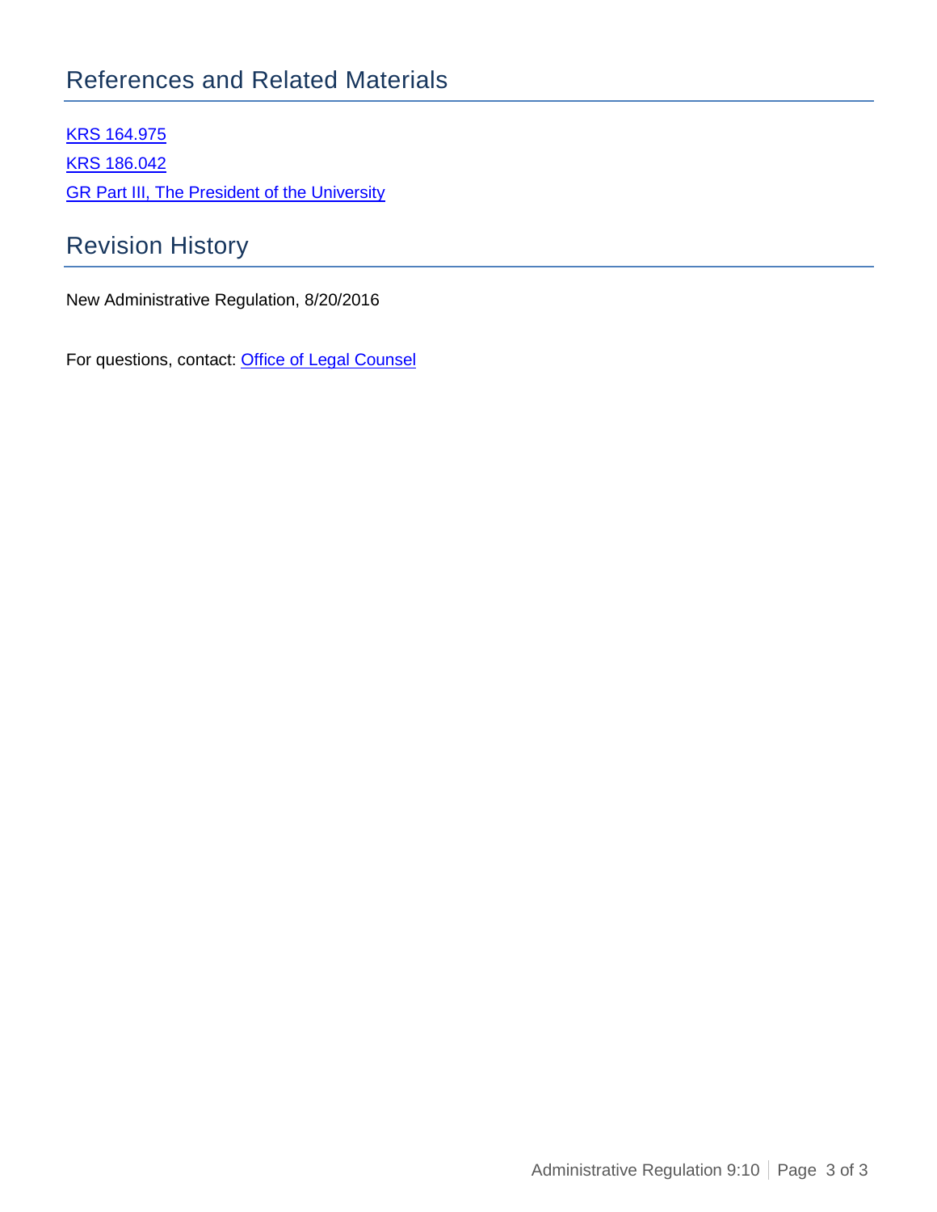## References and Related Materials

KRS 164.975

KRS 186.042

GR Part III, The President of the University

## Revision History

New Administrative Regulation, 8/20/2016

For questions, contact: Office of Legal Counsel